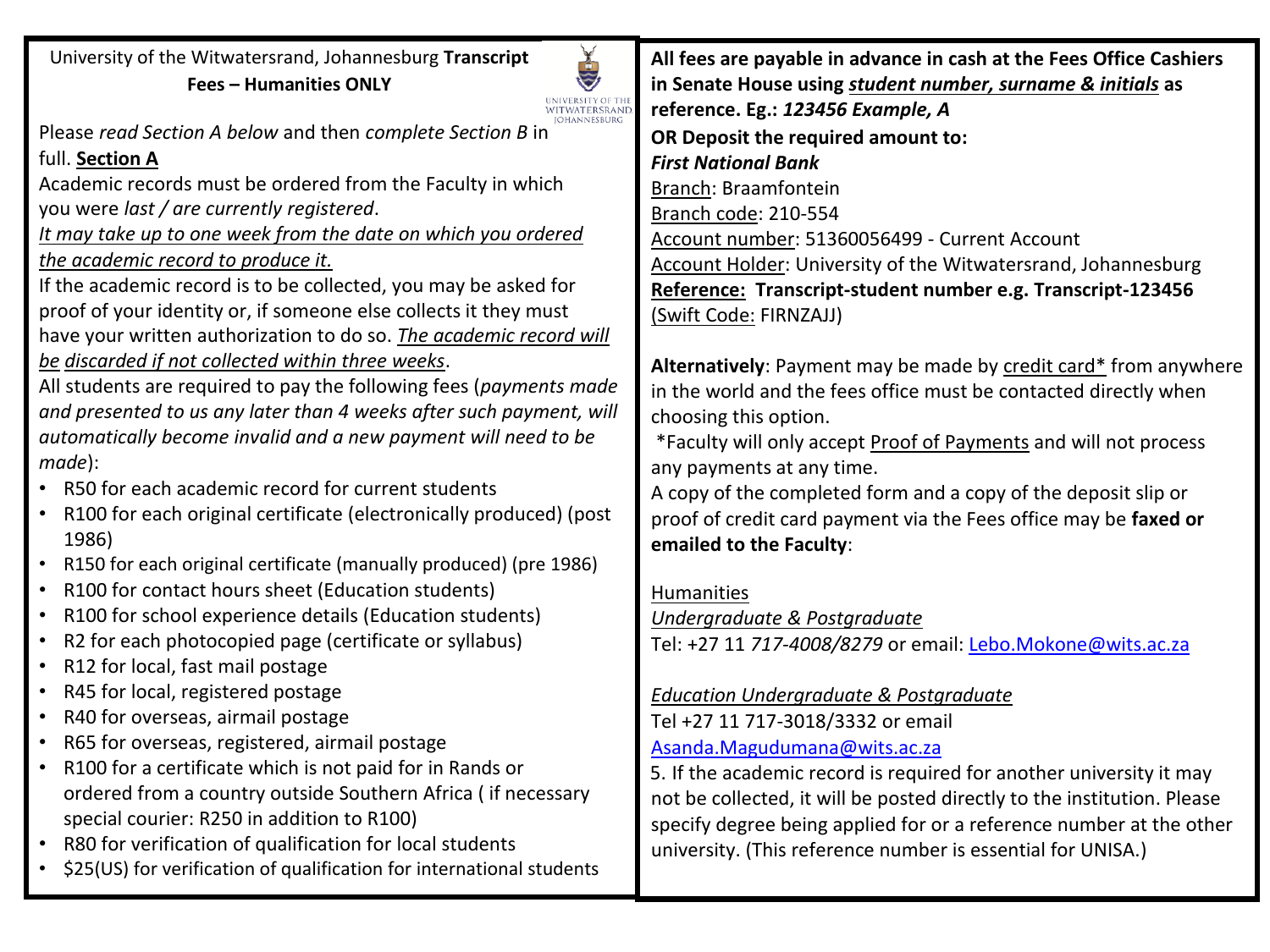University of the Witwatersrand, Johannesburg **Transcript Fees – Humanities ONLY**

Please *read Section A below* and then *complete Section B* in full. **Section A**

Academic records must be ordered from the Faculty in which you were *last / are currently registered*.

*It may take up to one week from the date on which you ordered the academic record to produce it.*

If the academic record is to be collected, you may be asked for proof of your identity or, if someone else collects it they must have your written authorization to do so. *The academic record will be discarded if not collected within three weeks*.

All students are required to pay the following fees (*payments made and presented to us any later than 4 weeks after such payment, will automatically become invalid and a new payment will need to be made*):

- R50 for each academic record for current students
- R100 for each original certificate (electronically produced) (post 1986)
- R150 for each original certificate (manually produced) (pre 1986)
- R100 for contact hours sheet (Education students)
- R100 for school experience details (Education students)
- R2 for each photocopied page (certificate or syllabus)
- R12 for local, fast mail postage
- R45 for local, registered postage
- R40 for overseas, airmail postage
- R65 for overseas, registered, airmail postage
- R100 for a certificate which is not paid for in Rands or ordered from a country outside Southern Africa ( if necessary special courier: R250 in addition to R100)
- R80 for verification of qualification for local students
- $25(US) for verification of qualification for international students

**All fees are payable in advance in cash at the Fees Office Cashiers in Senate House using *student number, surname & initials* as reference. Eg.: *123456 Example, A***

**OR Deposit the required amount to:**

***First National Bank***

Branch: Braamfontein

Branch code: 210-554

Account number: 51360056499 - Current Account

Account Holder: University of the Witwatersrand, Johannesburg

**Reference: Transcript-student number e.g. Transcript-123456**

(Swift Code: FIRNZAJJ)

**Alternatively**: Payment may be made by credit card* from anywhere in the world and the fees office must be contacted directly when choosing this option.

*Faculty will only accept Proof of Payments and will not process any payments at any time.

A copy of the completed form and a copy of the deposit slip or proof of credit card payment via the Fees office may be **faxed or emailed to the Faculty**:

Humanities

*Undergraduate & Postgraduate*

Tel: +27 11 *717-4008/8279* or email: Lebo.Mokone@wits.ac.za

*Education Undergraduate & Postgraduate*

Tel +27 11 717-3018/3332 or email Asanda.Magudumana@wits.ac.za

5. If the academic record is required for another university it may not be collected, it will be posted directly to the institution. Please specify degree being applied for or a reference number at the other university. (This reference number is essential for UNISA.)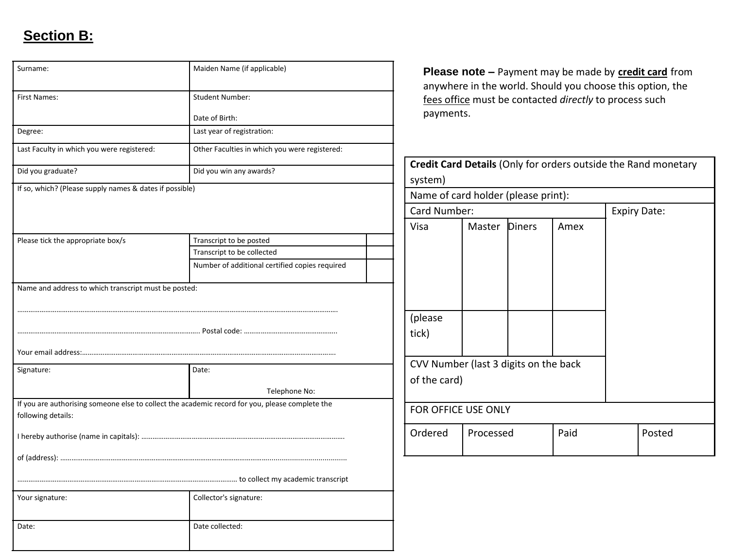## Section B:

| | |
|---|---|
| Surname: | Maiden Name (if applicable) |
| First Names: | Student Number:<br><br>Date of Birth: |
| Degree: | Last year of registration: |
| Last Faculty in which you were registered: | Other Faculties in which you were registered: |
| Did you graduate? | Did you win any awards? |
| If so, which? (Please supply names & dates if possible) | |

| | | |
|---|---|---|
| Please tick the appropriate box/s | Transcript to be posted | |
| | Transcript to be collected | |
| | Number of additional certified copies required | |

Name and address to which transcript must be posted:

……………………………………………………………………………………………………………………………………

…………………………………………………………………………………… Postal code: ………………………………………….

Your email address:……………………………………………………………………………………………………………

| | |
|---|---|
| Signature: | Date:<br><br>Telephone No: |

If you are authorising someone else to collect the academic record for you, please complete the following details:

I hereby authorise (name in capitals): …………………………………………………………………………………………

of (address): ……………………………………………………………………………………………………………………….

…………………………………………………………………………………………… to collect my academic transcript

| | |
|---|---|
| Your signature: | Collector's signature: |
| Date: | Date collected: |

**Please note –** Payment may be made by **credit card** from anywhere in the world. Should you choose this option, the fees office must be contacted *directly* to process such payments.

| | | | | |
|---|---|---|---|---|
| **Credit Card Details** (Only for orders outside the Rand monetary system) | | | | |
| Name of card holder (please print): | | | | |
| Card Number: | | | | Expiry Date: |
| Visa | Master | Diners | Amex | |
| (please tick) | | | | |
| CVV Number (last 3 digits on the back of the card) | | | | |
| FOR OFFICE USE ONLY | | | | |
| Ordered | Processed | Paid | Posted | |